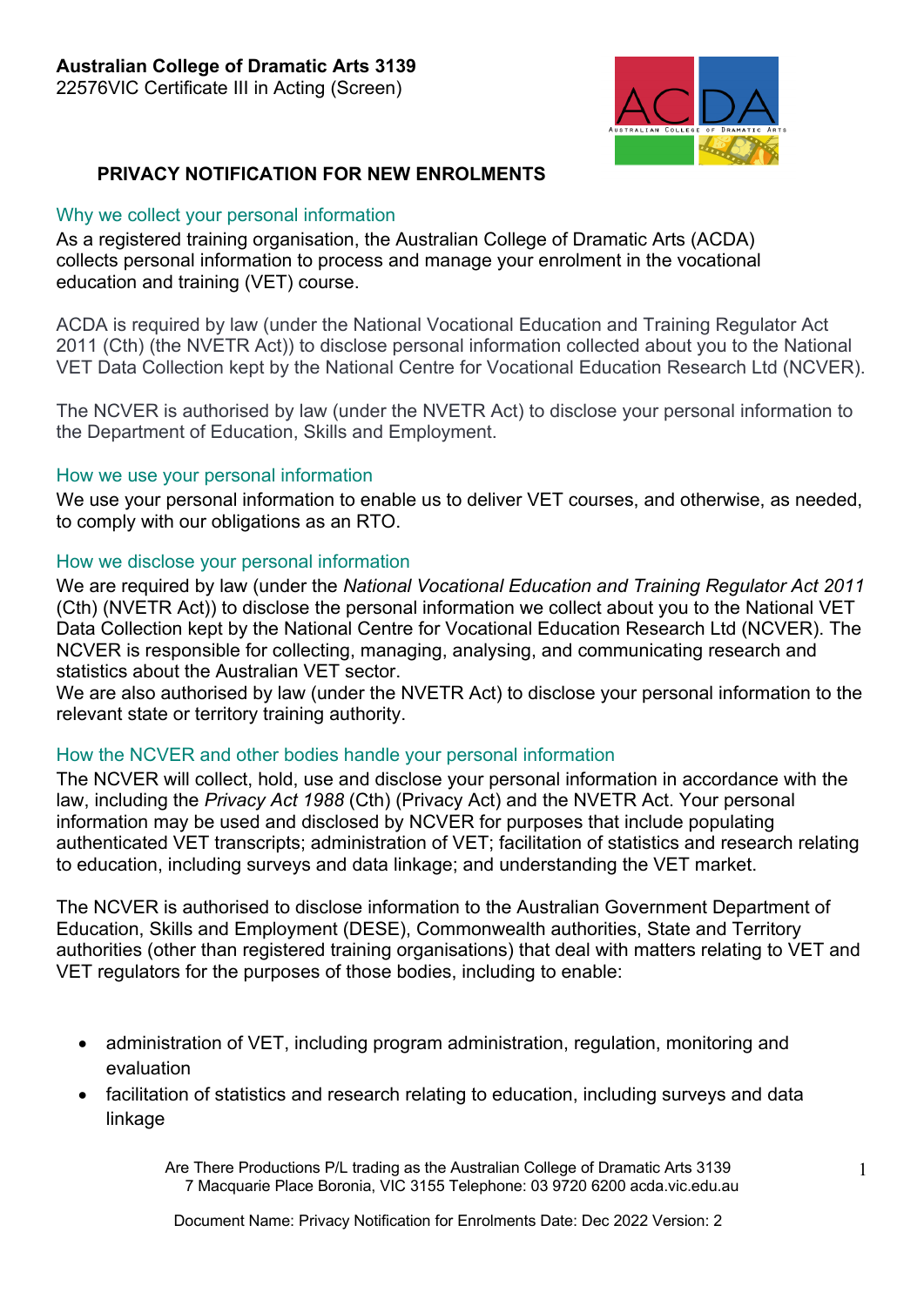**Australian College of Dramatic Arts 3139**
22576VIC Certificate III in Acting (Screen)

# PRIVACY NOTIFICATION FOR NEW ENROLMENTS

## Why we collect your personal information

As a registered training organisation, the Australian College of Dramatic Arts (ACDA) collects personal information to process and manage your enrolment in the vocational education and training (VET) course.

ACDA is required by law (under the National Vocational Education and Training Regulator Act 2011 (Cth) (the NVETR Act)) to disclose personal information collected about you to the National VET Data Collection kept by the National Centre for Vocational Education Research Ltd (NCVER).

The NCVER is authorised by law (under the NVETR Act) to disclose your personal information to the Department of Education, Skills and Employment.

## How we use your personal information

We use your personal information to enable us to deliver VET courses, and otherwise, as needed, to comply with our obligations as an RTO.

## How we disclose your personal information

We are required by law (under the *National Vocational Education and Training Regulator Act 2011* (Cth) (NVETR Act)) to disclose the personal information we collect about you to the National VET Data Collection kept by the National Centre for Vocational Education Research Ltd (NCVER). The NCVER is responsible for collecting, managing, analysing, and communicating research and statistics about the Australian VET sector.
We are also authorised by law (under the NVETR Act) to disclose your personal information to the relevant state or territory training authority.

## How the NCVER and other bodies handle your personal information

The NCVER will collect, hold, use and disclose your personal information in accordance with the law, including the *Privacy Act 1988* (Cth) (Privacy Act) and the NVETR Act. Your personal information may be used and disclosed by NCVER for purposes that include populating authenticated VET transcripts; administration of VET; facilitation of statistics and research relating to education, including surveys and data linkage; and understanding the VET market.

The NCVER is authorised to disclose information to the Australian Government Department of Education, Skills and Employment (DESE), Commonwealth authorities, State and Territory authorities (other than registered training organisations) that deal with matters relating to VET and VET regulators for the purposes of those bodies, including to enable:

- administration of VET, including program administration, regulation, monitoring and evaluation
- facilitation of statistics and research relating to education, including surveys and data linkage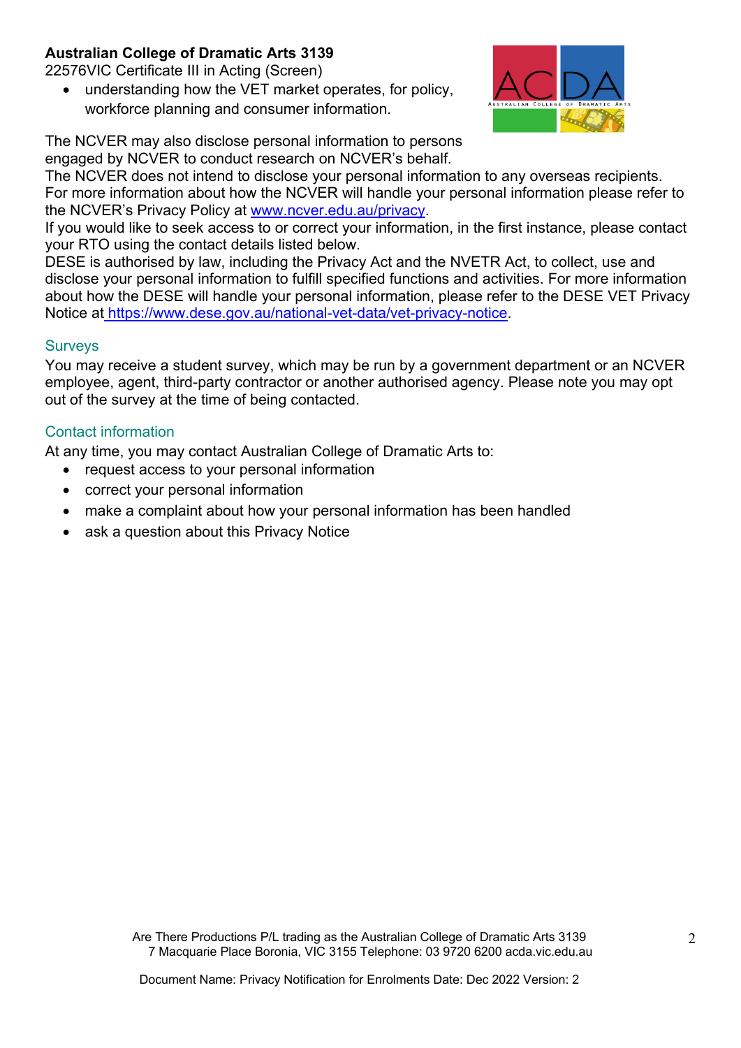- understanding how the VET market operates, for policy, workforce planning and consumer information.

The NCVER may also disclose personal information to persons engaged by NCVER to conduct research on NCVER's behalf.
The NCVER does not intend to disclose your personal information to any overseas recipients.
For more information about how the NCVER will handle your personal information please refer to the NCVER's Privacy Policy at www.ncver.edu.au/privacy.
If you would like to seek access to or correct your information, in the first instance, please contact your RTO using the contact details listed below.
DESE is authorised by law, including the Privacy Act and the NVETR Act, to collect, use and disclose your personal information to fulfill specified functions and activities. For more information about how the DESE will handle your personal information, please refer to the DESE VET Privacy Notice at https://www.dese.gov.au/national-vet-data/vet-privacy-notice.

## Surveys

You may receive a student survey, which may be run by a government department or an NCVER employee, agent, third-party contractor or another authorised agency. Please note you may opt out of the survey at the time of being contacted.

## Contact information

At any time, you may contact Australian College of Dramatic Arts to:

- request access to your personal information
- correct your personal information
- make a complaint about how your personal information has been handled
- ask a question about this Privacy Notice